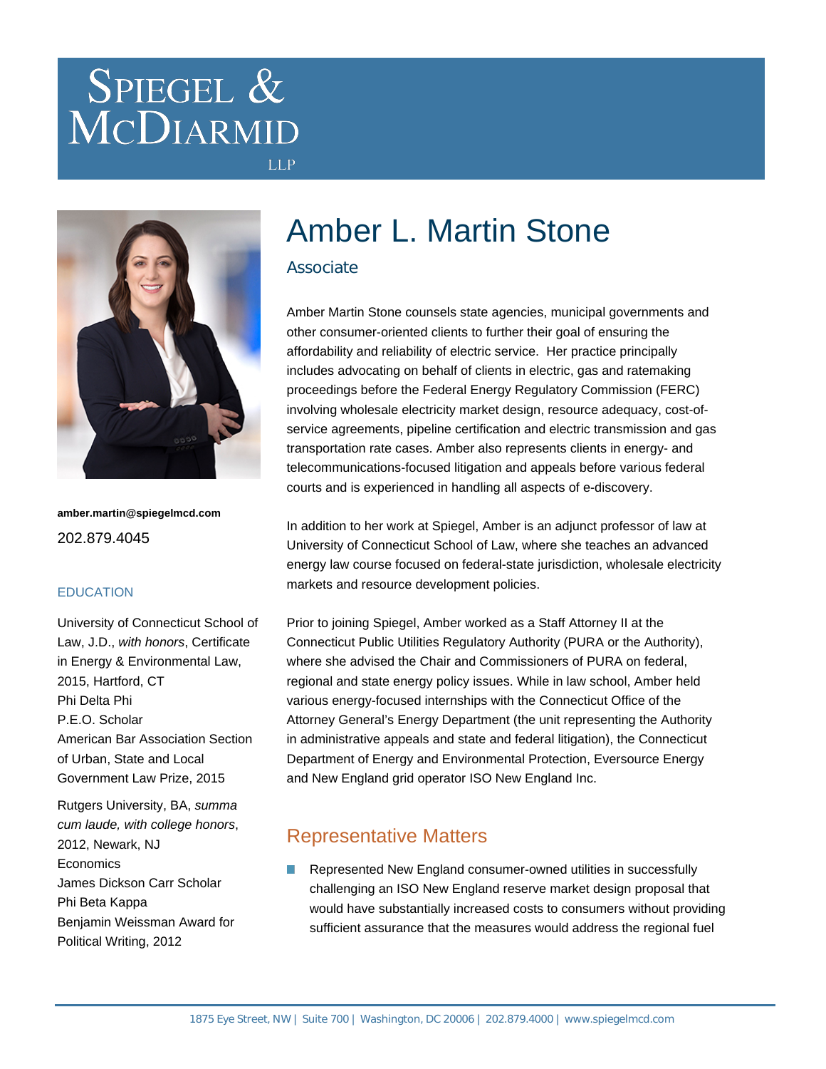# Spiegel & McDiarmid LLP

## Amber L. Martin Stone

### Associate

**amber.martin@spiegelmcd.com**

202.879.4045

### EDUCATION

University of Connecticut School of Law, J.D., *with honors*, Certificate in Energy & Environmental Law, 2015, Hartford, CT
Phi Delta Phi
P.E.O. Scholar
American Bar Association Section of Urban, State and Local Government Law Prize, 2015

Rutgers University, BA, *summa cum laude, with college honors*, 2012, Newark, NJ
Economics
James Dickson Carr Scholar
Phi Beta Kappa
Benjamin Weissman Award for Political Writing, 2012

Amber Martin Stone counsels state agencies, municipal governments and other consumer-oriented clients to further their goal of ensuring the affordability and reliability of electric service. Her practice principally includes advocating on behalf of clients in electric, gas and ratemaking proceedings before the Federal Energy Regulatory Commission (FERC) involving wholesale electricity market design, resource adequacy, cost-of-service agreements, pipeline certification and electric transmission and gas transportation rate cases. Amber also represents clients in energy- and telecommunications-focused litigation and appeals before various federal courts and is experienced in handling all aspects of e-discovery.

In addition to her work at Spiegel, Amber is an adjunct professor of law at University of Connecticut School of Law, where she teaches an advanced energy law course focused on federal-state jurisdiction, wholesale electricity markets and resource development policies.

Prior to joining Spiegel, Amber worked as a Staff Attorney II at the Connecticut Public Utilities Regulatory Authority (PURA or the Authority), where she advised the Chair and Commissioners of PURA on federal, regional and state energy policy issues. While in law school, Amber held various energy-focused internships with the Connecticut Office of the Attorney General's Energy Department (the unit representing the Authority in administrative appeals and state and federal litigation), the Connecticut Department of Energy and Environmental Protection, Eversource Energy and New England grid operator ISO New England Inc.

## Representative Matters

- Represented New England consumer-owned utilities in successfully challenging an ISO New England reserve market design proposal that would have substantially increased costs to consumers without providing sufficient assurance that the measures would address the regional fuel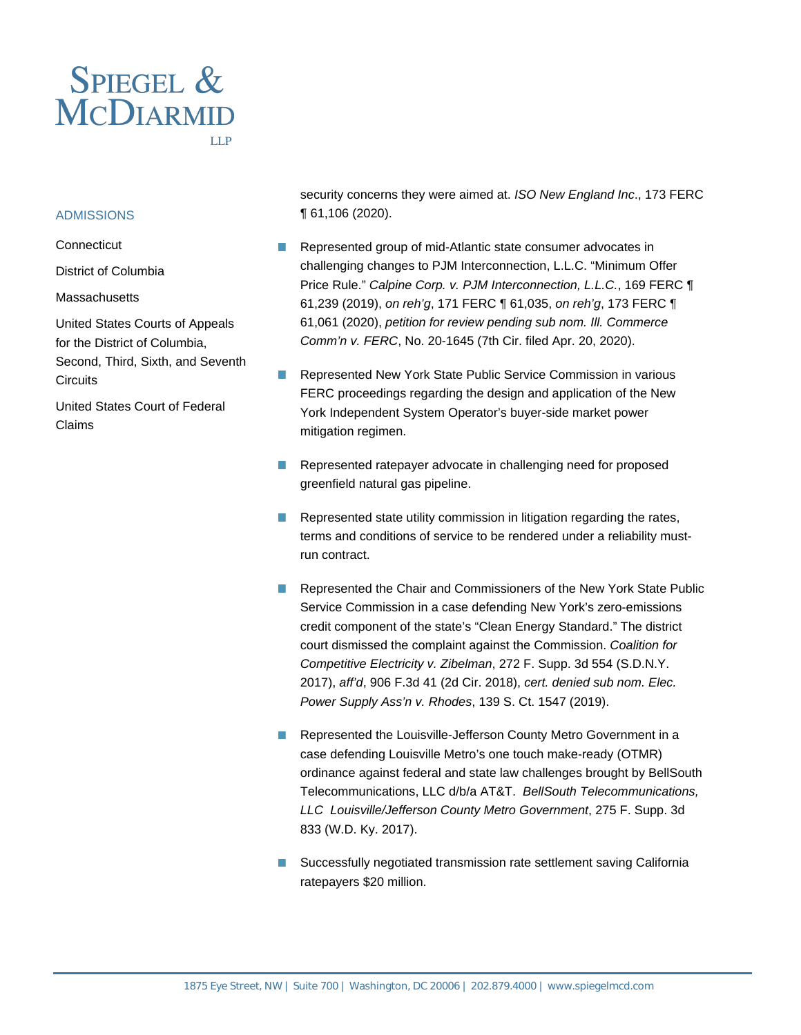## ADMISSIONS

Connecticut

District of Columbia

Massachusetts

United States Courts of Appeals for the District of Columbia, Second, Third, Sixth, and Seventh Circuits

United States Court of Federal Claims

security concerns they were aimed at. *ISO New England Inc*., 173 FERC ¶ 61,106 (2020).

- Represented group of mid-Atlantic state consumer advocates in challenging changes to PJM Interconnection, L.L.C. "Minimum Offer Price Rule." *Calpine Corp. v. PJM Interconnection, L.L.C.*, 169 FERC ¶ 61,239 (2019), *on reh'g*, 171 FERC ¶ 61,035, *on reh'g*, 173 FERC ¶ 61,061 (2020), *petition for review pending sub nom. Ill. Commerce Comm'n v. FERC*, No. 20-1645 (7th Cir. filed Apr. 20, 2020).

- Represented New York State Public Service Commission in various FERC proceedings regarding the design and application of the New York Independent System Operator's buyer-side market power mitigation regimen.

- Represented ratepayer advocate in challenging need for proposed greenfield natural gas pipeline.

- Represented state utility commission in litigation regarding the rates, terms and conditions of service to be rendered under a reliability must-run contract.

- Represented the Chair and Commissioners of the New York State Public Service Commission in a case defending New York's zero-emissions credit component of the state's "Clean Energy Standard." The district court dismissed the complaint against the Commission. *Coalition for Competitive Electricity v. Zibelman*, 272 F. Supp. 3d 554 (S.D.N.Y. 2017), *aff'd*, 906 F.3d 41 (2d Cir. 2018), *cert. denied sub nom. Elec. Power Supply Ass'n v. Rhodes*, 139 S. Ct. 1547 (2019).

- Represented the Louisville-Jefferson County Metro Government in a case defending Louisville Metro's one touch make-ready (OTMR) ordinance against federal and state law challenges brought by BellSouth Telecommunications, LLC d/b/a AT&T. *BellSouth Telecommunications, LLC Louisville/Jefferson County Metro Government*, 275 F. Supp. 3d 833 (W.D. Ky. 2017).

- Successfully negotiated transmission rate settlement saving California ratepayers $20 million.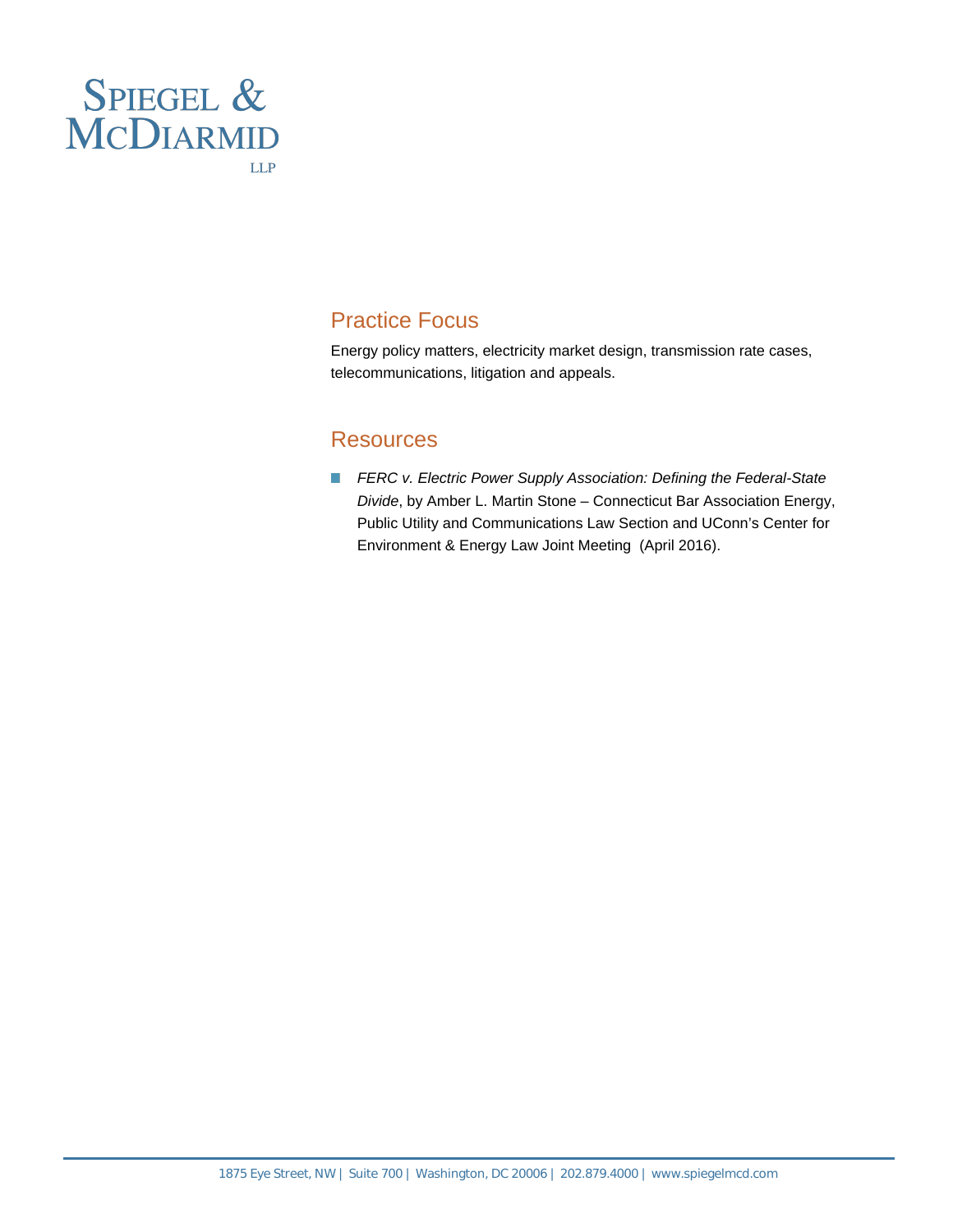## Practice Focus

Energy policy matters, electricity market design, transmission rate cases, telecommunications, litigation and appeals.

## Resources

- *FERC v. Electric Power Supply Association: Defining the Federal-State Divide*, by Amber L. Martin Stone – Connecticut Bar Association Energy, Public Utility and Communications Law Section and UConn's Center for Environment & Energy Law Joint Meeting (April 2016).